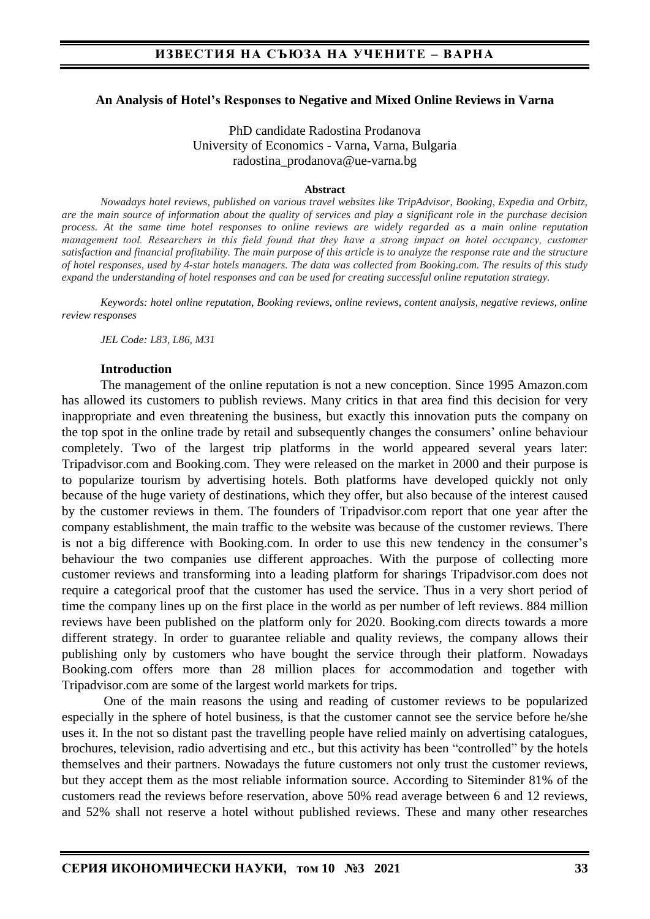# An Analysis of Hotel's Responses to Negative and Mixed Online Reviews in Varna

PhD candidate Radostina Prodanova
University of Economics - Varna, Varna, Bulgaria
radostina_prodanova@ue-varna.bg

**Abstract**

*Nowadays hotel reviews, published on various travel websites like TripAdvisor, Booking, Expedia and Orbitz, are the main source of information about the quality of services and play a significant role in the purchase decision process. At the same time hotel responses to online reviews are widely regarded as a main online reputation management tool. Researchers in this field found that they have a strong impact on hotel occupancy, customer satisfaction and financial profitability. The main purpose of this article is to analyze the response rate and the structure of hotel responses, used by 4-star hotels managers. The data was collected from Booking.com. The results of this study expand the understanding of hotel responses and can be used for creating successful online reputation strategy.*

*Keywords: hotel online reputation, Booking reviews, online reviews, content analysis, negative reviews, online review responses*

*JEL Code: L83, L86, M31*

## Introduction

The management of the online reputation is not a new conception. Since 1995 Amazon.com has allowed its customers to publish reviews. Many critics in that area find this decision for very inappropriate and even threatening the business, but exactly this innovation puts the company on the top spot in the online trade by retail and subsequently changes the consumers' online behaviour completely. Two of the largest trip platforms in the world appeared several years later: Tripadvisor.com and Booking.com. They were released on the market in 2000 and their purpose is to popularize tourism by advertising hotels. Both platforms have developed quickly not only because of the huge variety of destinations, which they offer, but also because of the interest caused by the customer reviews in them. The founders of Tripadvisor.com report that one year after the company establishment, the main traffic to the website was because of the customer reviews. There is not a big difference with Booking.com. In order to use this new tendency in the consumer's behaviour the two companies use different approaches. With the purpose of collecting more customer reviews and transforming into a leading platform for sharings Tripadvisor.com does not require a categorical proof that the customer has used the service. Thus in a very short period of time the company lines up on the first place in the world as per number of left reviews. 884 million reviews have been published on the platform only for 2020. Booking.com directs towards a more different strategy. In order to guarantee reliable and quality reviews, the company allows their publishing only by customers who have bought the service through their platform. Nowadays Booking.com offers more than 28 million places for accommodation and together with Tripadvisor.com are some of the largest world markets for trips.

One of the main reasons the using and reading of customer reviews to be popularized especially in the sphere of hotel business, is that the customer cannot see the service before he/she uses it. In the not so distant past the travelling people have relied mainly on advertising catalogues, brochures, television, radio advertising and etc., but this activity has been "controlled" by the hotels themselves and their partners. Nowadays the future customers not only trust the customer reviews, but they accept them as the most reliable information source. According to Siteminder 81% of the customers read the reviews before reservation, above 50% read average between 6 and 12 reviews, and 52% shall not reserve a hotel without published reviews. These and many other researches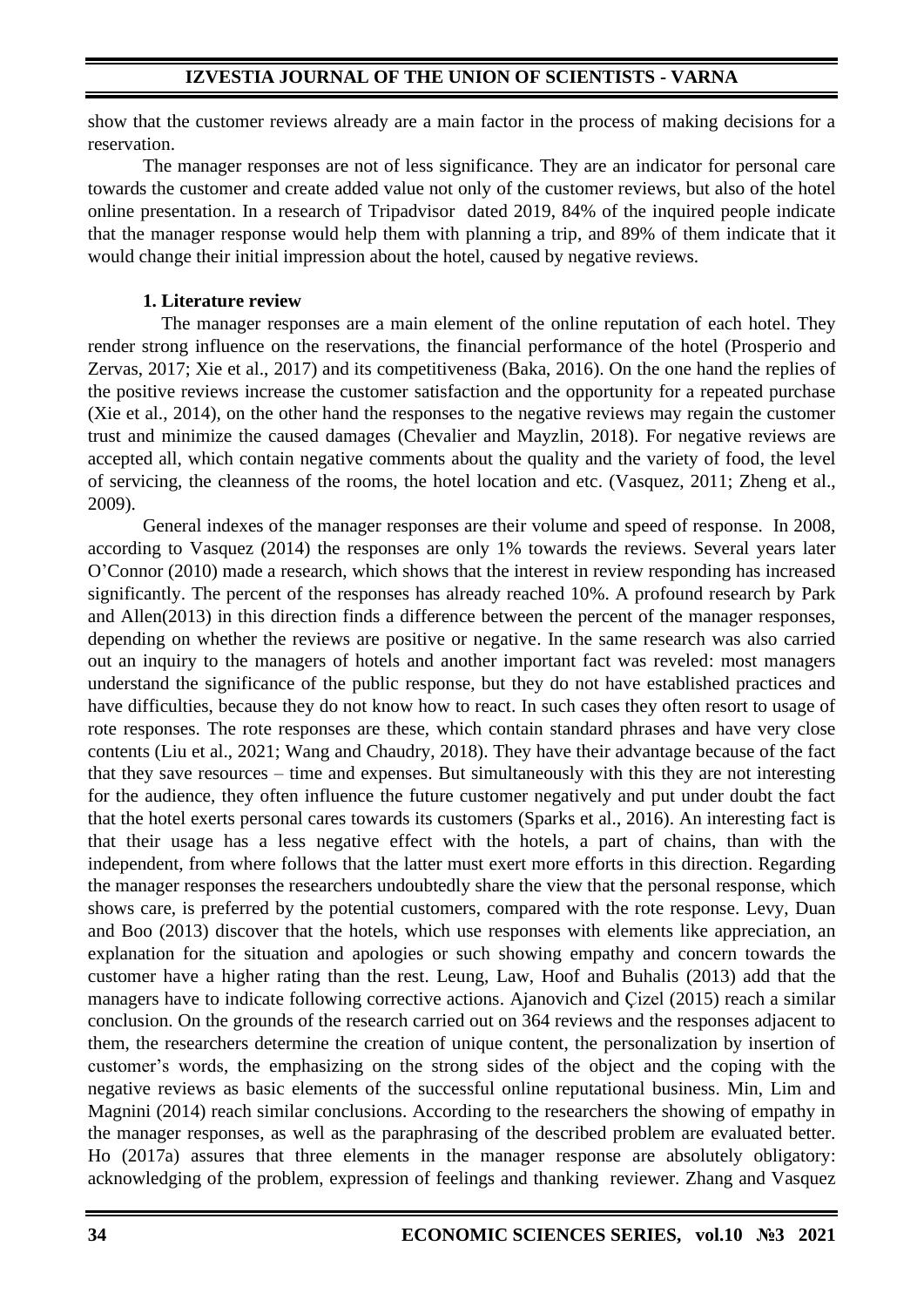show that the customer reviews already are a main factor in the process of making decisions for a reservation.

The manager responses are not of less significance. They are an indicator for personal care towards the customer and create added value not only of the customer reviews, but also of the hotel online presentation. In a research of Tripadvisor dated 2019, 84% of the inquired people indicate that the manager response would help them with planning a trip, and 89% of them indicate that it would change their initial impression about the hotel, caused by negative reviews.

## 1. Literature review

The manager responses are a main element of the online reputation of each hotel. They render strong influence on the reservations, the financial performance of the hotel (Prosperio and Zervas, 2017; Xie et al., 2017) and its competitiveness (Baka, 2016). On the one hand the replies of the positive reviews increase the customer satisfaction and the opportunity for a repeated purchase (Xie et al., 2014), on the other hand the responses to the negative reviews may regain the customer trust and minimize the caused damages (Chevalier and Mayzlin, 2018). For negative reviews are accepted all, which contain negative comments about the quality and the variety of food, the level of servicing, the cleanness of the rooms, the hotel location and etc. (Vasquez, 2011; Zheng et al., 2009).

General indexes of the manager responses are their volume and speed of response. In 2008, according to Vasquez (2014) the responses are only 1% towards the reviews. Several years later O'Connor (2010) made a research, which shows that the interest in review responding has increased significantly. The percent of the responses has already reached 10%. A profound research by Park and Allen(2013) in this direction finds a difference between the percent of the manager responses, depending on whether the reviews are positive or negative. In the same research was also carried out an inquiry to the managers of hotels and another important fact was reveled: most managers understand the significance of the public response, but they do not have established practices and have difficulties, because they do not know how to react. In such cases they often resort to usage of rote responses. The rote responses are these, which contain standard phrases and have very close contents (Liu et al., 2021; Wang and Chaudry, 2018). They have their advantage because of the fact that they save resources – time and expenses. But simultaneously with this they are not interesting for the audience, they often influence the future customer negatively and put under doubt the fact that the hotel exerts personal cares towards its customers (Sparks et al., 2016). An interesting fact is that their usage has a less negative effect with the hotels, a part of chains, than with the independent, from where follows that the latter must exert more efforts in this direction. Regarding the manager responses the researchers undoubtedly share the view that the personal response, which shows care, is preferred by the potential customers, compared with the rote response. Levy, Duan and Boo (2013) discover that the hotels, which use responses with elements like appreciation, an explanation for the situation and apologies or such showing empathy and concern towards the customer have a higher rating than the rest. Leung, Law, Hoof and Buhalis (2013) add that the managers have to indicate following corrective actions. Ajanovich and Çizel (2015) reach a similar conclusion. On the grounds of the research carried out on 364 reviews and the responses adjacent to them, the researchers determine the creation of unique content, the personalization by insertion of customer's words, the emphasizing on the strong sides of the object and the coping with the negative reviews as basic elements of the successful online reputational business. Min, Lim and Magnini (2014) reach similar conclusions. According to the researchers the showing of empathy in the manager responses, as well as the paraphrasing of the described problem are evaluated better. Ho (2017a) assures that three elements in the manager response are absolutely obligatory: acknowledging of the problem, expression of feelings and thanking reviewer. Zhang and Vasquez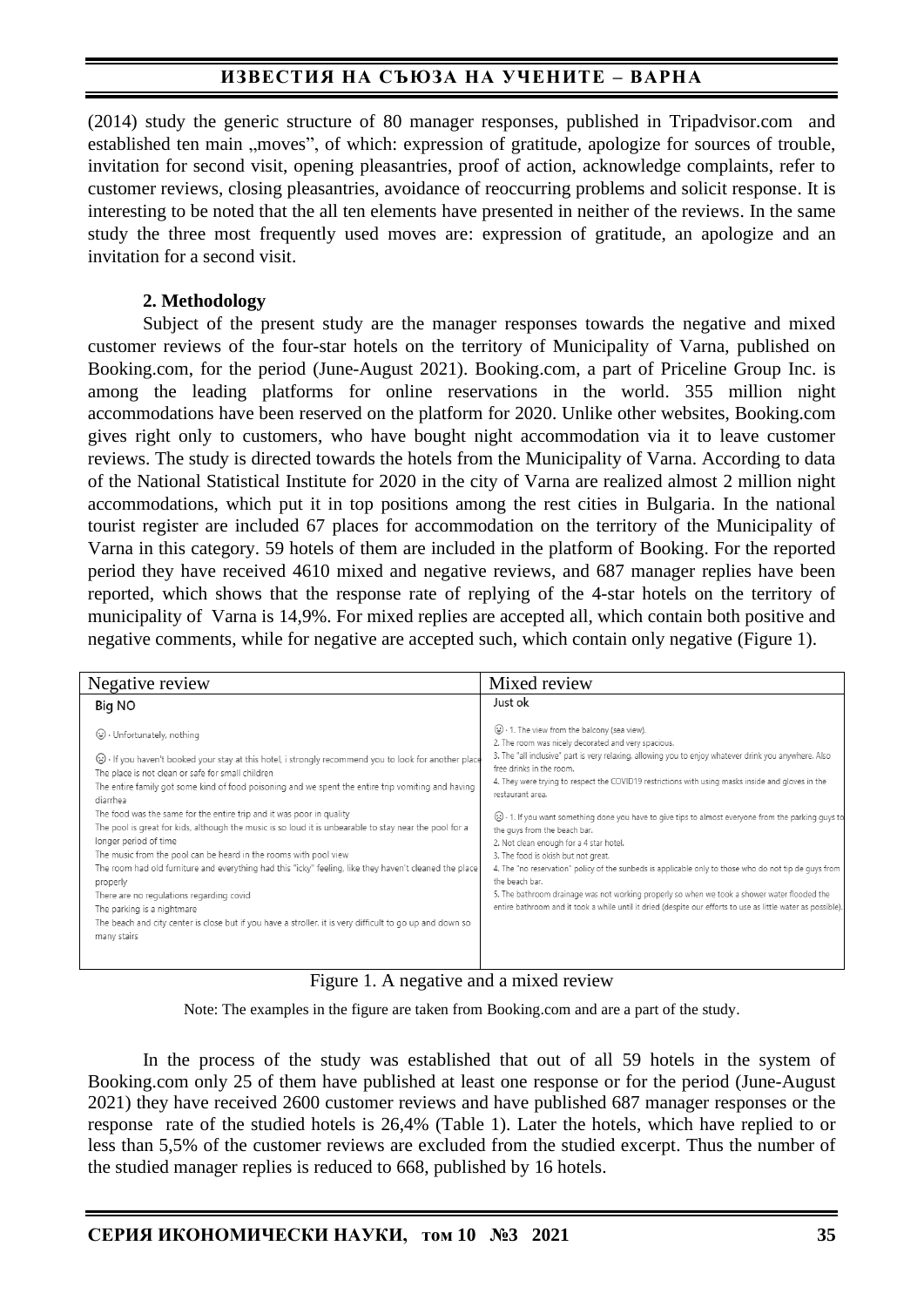(2014) study the generic structure of 80 manager responses, published in Tripadvisor.com and established ten main „moves", of which: expression of gratitude, apologize for sources of trouble, invitation for second visit, opening pleasantries, proof of action, acknowledge complaints, refer to customer reviews, closing pleasantries, avoidance of reoccurring problems and solicit response. It is interesting to be noted that the all ten elements have presented in neither of the reviews. In the same study the three most frequently used moves are: expression of gratitude, an apologize and an invitation for a second visit.

**2. Methodology**

Subject of the present study are the manager responses towards the negative and mixed customer reviews of the four-star hotels on the territory of Municipality of Varna, published on Booking.com, for the period (June-August 2021). Booking.com, a part of Priceline Group Inc. is among the leading platforms for online reservations in the world. 355 million night accommodations have been reserved on the platform for 2020. Unlike other websites, Booking.com gives right only to customers, who have bought night accommodation via it to leave customer reviews. The study is directed towards the hotels from the Municipality of Varna. According to data of the National Statistical Institute for 2020 in the city of Varna are realized almost 2 million night accommodations, which put it in top positions among the rest cities in Bulgaria. In the national tourist register are included 67 places for accommodation on the territory of the Municipality of Varna in this category. 59 hotels of them are included in the platform of Booking. For the reported period they have received 4610 mixed and negative reviews, and 687 manager replies have been reported, which shows that the response rate of replying of the 4-star hotels on the territory of municipality of Varna is 14,9%. For mixed replies are accepted all, which contain both positive and negative comments, while for negative are accepted such, which contain only negative (Figure 1).

| Negative review | Mixed review |
|---|---|
| **Big NO**<br><br>☺ · Unfortunately, nothing<br><br>☹ · If you haven't booked your stay at this hotel, i strongly recommend you to look for another place<br>The place is not clean or safe for small children<br>The entire family got some kind of food poisoning and we spent the entire trip vomiting and having diarrhea<br>The food was the same for the entire trip and it was poor in quality<br>The pool is great for kids, although the music is so loud it is unbearable to stay near the pool for a longer period of time<br>The music from the pool can be heard in the rooms with pool view<br>The room had old furniture and everything had this "icky" feeling, like they haven't cleaned the place properly<br>There are no regulations regarding covid<br>The parking is a nightmare<br>The beach and city center is close but if you have a stroller, it is very difficult to go up and down so many stairs | **Just ok**<br><br>☺ · 1. The view from the balcony (sea view).<br>2. The room was nicely decorated and very spacious.<br>3. The "all inclusive" part is very relaxing, allowing you to enjoy whatever drink you anywhere. Also free drinks in the room.<br>4. They were trying to respect the COVID19 restrictions with using masks inside and gloves in the restaurant area.<br><br>☹ · 1. If you want something done you have to give tips to almost everyone from the parking guys to the guys from the beach bar.<br>2. Not clean enough for a 4 star hotel.<br>3. The food is okish but not great.<br>4. The "no reservation" policy of the sunbeds is applicable only to those who do not tip de guys from the beach bar.<br>5. The bathroom drainage was not working properly so when we took a shower water flooded the entire bathroom and it took a while until it dried (despite our efforts to use as little water as possible). |

Figure 1. A negative and a mixed review

Note: The examples in the figure are taken from Booking.com and are a part of the study.

In the process of the study was established that out of all 59 hotels in the system of Booking.com only 25 of them have published at least one response or for the period (June-August 2021) they have received 2600 customer reviews and have published 687 manager responses or the response rate of the studied hotels is 26,4% (Table 1). Later the hotels, which have replied to or less than 5,5% of the customer reviews are excluded from the studied excerpt. Thus the number of the studied manager replies is reduced to 668, published by 16 hotels.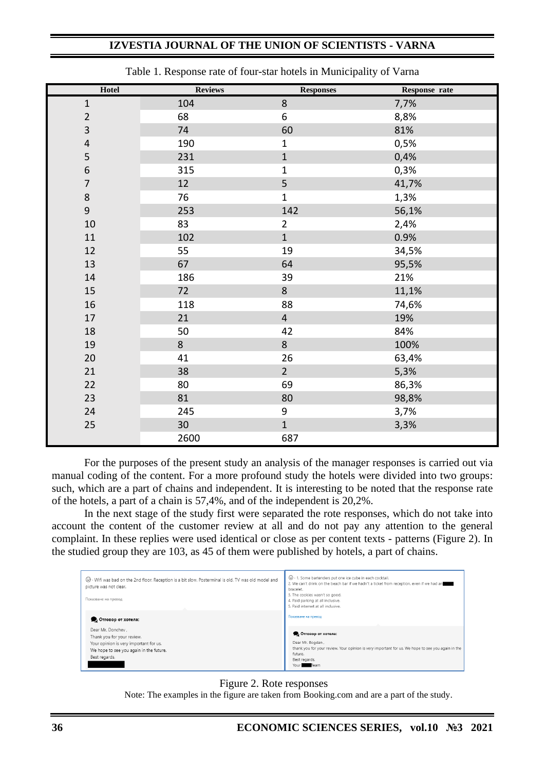Table 1. Response rate of four-star hotels in Municipality of Varna

| Hotel | Reviews | Responses | Response rate |
|---|---|---|---|
| 1 | 104 | 8 | 7,7% |
| 2 | 68 | 6 | 8,8% |
| 3 | 74 | 60 | 81% |
| 4 | 190 | 1 | 0,5% |
| 5 | 231 | 1 | 0,4% |
| 6 | 315 | 1 | 0,3% |
| 7 | 12 | 5 | 41,7% |
| 8 | 76 | 1 | 1,3% |
| 9 | 253 | 142 | 56,1% |
| 10 | 83 | 2 | 2,4% |
| 11 | 102 | 1 | 0.9% |
| 12 | 55 | 19 | 34,5% |
| 13 | 67 | 64 | 95,5% |
| 14 | 186 | 39 | 21% |
| 15 | 72 | 8 | 11,1% |
| 16 | 118 | 88 | 74,6% |
| 17 | 21 | 4 | 19% |
| 18 | 50 | 42 | 84% |
| 19 | 8 | 8 | 100% |
| 20 | 41 | 26 | 63,4% |
| 21 | 38 | 2 | 5,3% |
| 22 | 80 | 69 | 86,3% |
| 23 | 81 | 80 | 98,8% |
| 24 | 245 | 9 | 3,7% |
| 25 | 30 | 1 | 3,3% |
| | 2600 | 687 | |

For the purposes of the present study an analysis of the manager responses is carried out via manual coding of the content. For a more profound study the hotels were divided into two groups: such, which are a part of chains and independent. It is interesting to be noted that the response rate of the hotels, a part of a chain is 57,4%, and of the independent is 20,2%.

In the next stage of the study first were separated the rote responses, which do not take into account the content of the customer review at all and do not pay any attention to the general complaint. In these replies were used identical or close as per content texts - patterns (Figure 2). In the studied group they are 103, as 45 of them were published by hotels, a part of chains.

Figure 2. Rote responses

Note: The examples in the figure are taken from Booking.com and are a part of the study.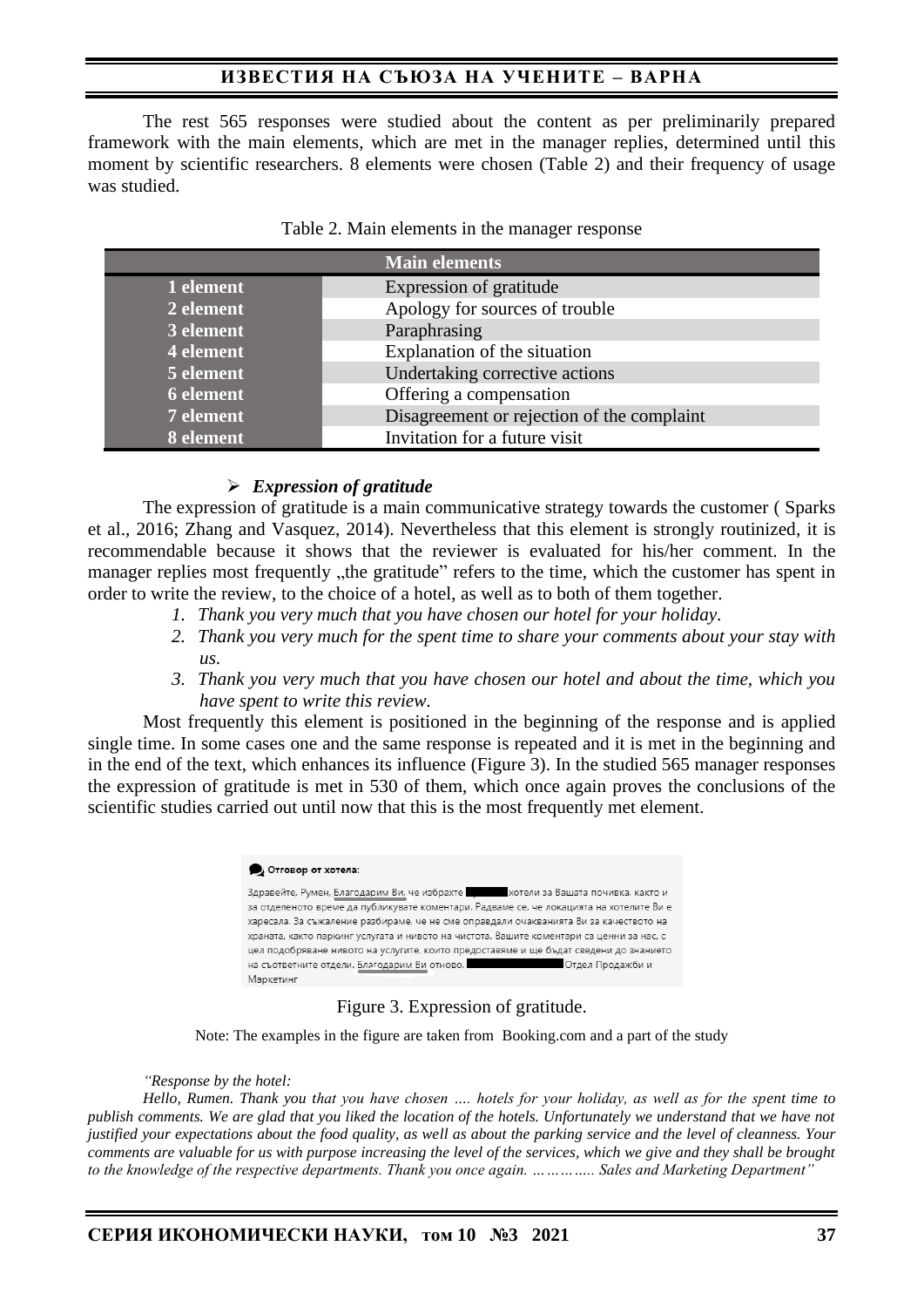The rest 565 responses were studied about the content as per preliminarily prepared framework with the main elements, which are met in the manager replies, determined until this moment by scientific researchers. 8 elements were chosen (Table 2) and their frequency of usage was studied.

Table 2. Main elements in the manager response

| | Main elements |
|---|---|
| **1 element** | Expression of gratitude |
| **2 element** | Apology for sources of trouble |
| **3 element** | Paraphrasing |
| **4 element** | Explanation of the situation |
| **5 element** | Undertaking corrective actions |
| **6 element** | Offering a compensation |
| **7 element** | Disagreement or rejection of the complaint |
| **8 element** | Invitation for a future visit |

- ***Expression of gratitude***

The expression of gratitude is a main communicative strategy towards the customer ( Sparks et al., 2016; Zhang and Vasquez, 2014). Nevertheless that this element is strongly routinized, it is recommendable because it shows that the reviewer is evaluated for his/her comment. In the manager replies most frequently „the gratitude" refers to the time, which the customer has spent in order to write the review, to the choice of a hotel, as well as to both of them together.

1. *Thank you very much that you have chosen our hotel for your holiday.*
2. *Thank you very much for the spent time to share your comments about your stay with us.*
3. *Thank you very much that you have chosen our hotel and about the time, which you have spent to write this review.*

Most frequently this element is positioned in the beginning of the response and is applied single time. In some cases one and the same response is repeated and it is met in the beginning and in the end of the text, which enhances its influence (Figure 3). In the studied 565 manager responses the expression of gratitude is met in 530 of them, which once again proves the conclusions of the scientific studies carried out until now that this is the most frequently met element.

Отговор от хотела:

Здравейте, Румен, Благодарим Ви, че избрахте ████ хотели за Вашата почивка, както и за отделеното време да публикувате коментари. Радваме се, че локацията на хотелите Ви е харесала. За съжаление разбираме, че не сме оправдали очакванията Ви за качеството на храната, както паркинг услугата и нивото на чистота. Вашите коментари са ценни за нас, с цел подобряване нивото на услугите, които предоставяме и ще бъдат сведени до знанието на съответните отдели. Благодарим Ви отново. ████████ Отдел Продажби и Маркетинг

Figure 3. Expression of gratitude.

Note: The examples in the figure are taken from Booking.com and a part of the study

*"Response by the hotel:*

*Hello, Rumen. Thank you that you have chosen …. hotels for your holiday, as well as for the spent time to publish comments. We are glad that you liked the location of the hotels. Unfortunately we understand that we have not justified your expectations about the food quality, as well as about the parking service and the level of cleanness. Your comments are valuable for us with purpose increasing the level of the services, which we give and they shall be brought to the knowledge of the respective departments. Thank you once again. ………….. Sales and Marketing Department"*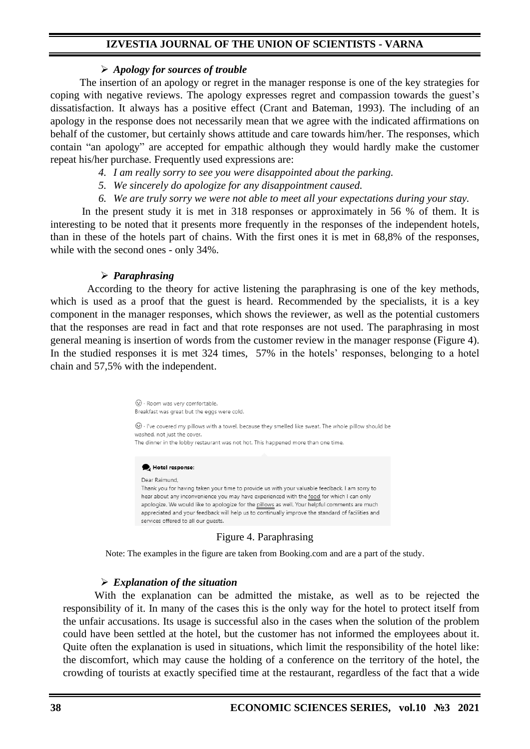➢ ***Apology for sources of trouble***

The insertion of an apology or regret in the manager response is one of the key strategies for coping with negative reviews. The apology expresses regret and compassion towards the guest's dissatisfaction. It always has a positive effect (Crant and Bateman, 1993). The including of an apology in the response does not necessarily mean that we agree with the indicated affirmations on behalf of the customer, but certainly shows attitude and care towards him/her. The responses, which contain "an apology" are accepted for empathic although they would hardly make the customer repeat his/her purchase. Frequently used expressions are:

4. *I am really sorry to see you were disappointed about the parking.*
5. *We sincerely do apologize for any disappointment caused.*
6. *We are truly sorry we were not able to meet all your expectations during your stay.*

In the present study it is met in 318 responses or approximately in 56 % of them. It is interesting to be noted that it presents more frequently in the responses of the independent hotels, than in these of the hotels part of chains. With the first ones it is met in 68,8% of the responses, while with the second ones - only 34%.

➢ ***Paraphrasing***

According to the theory for active listening the paraphrasing is one of the key methods, which is used as a proof that the guest is heard. Recommended by the specialists, it is a key component in the manager responses, which shows the reviewer, as well as the potential customers that the responses are read in fact and that rote responses are not used. The paraphrasing in most general meaning is insertion of words from the customer review in the manager response (Figure 4). In the studied responses it is met 324 times, 57% in the hotels' responses, belonging to a hotel chain and 57,5% with the independent.

· Room was very comfortable.
Breakfast was great but the eggs were cold.

· I've covered my pillows with a towel, because they smelled like sweat. The whole pillow should be washed, not just the cover.
The dinner in the lobby restaurant was not hot. This happened more than one time.

**Hotel response:**

Dear Raimund,
Thank you for having taken your time to provide us with your valuable feedback. I am sorry to hear about any inconvenience you may have experienced with the food for which I can only apologize. We would like to apologize for the pillows as well. Your helpful comments are much appreciated and your feedback will help us to continually improve the standard of facilities and services offered to all our guests.

Figure 4. Paraphrasing

Note: The examples in the figure are taken from Booking.com and are a part of the study.

➢ ***Explanation of the situation***

With the explanation can be admitted the mistake, as well as to be rejected the responsibility of it. In many of the cases this is the only way for the hotel to protect itself from the unfair accusations. Its usage is successful also in the cases when the solution of the problem could have been settled at the hotel, but the customer has not informed the employees about it. Quite often the explanation is used in situations, which limit the responsibility of the hotel like: the discomfort, which may cause the holding of a conference on the territory of the hotel, the crowding of tourists at exactly specified time at the restaurant, regardless of the fact that a wide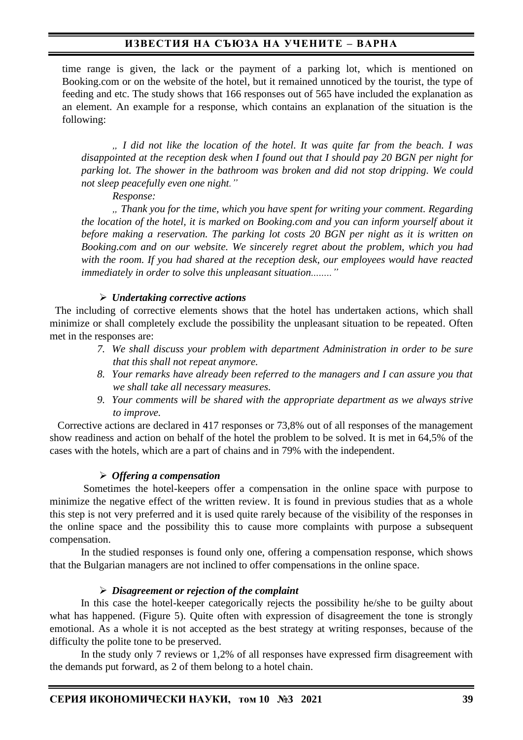time range is given, the lack or the payment of a parking lot, which is mentioned on Booking.com or on the website of the hotel, but it remained unnoticed by the tourist, the type of feeding and etc. The study shows that 166 responses out of 565 have included the explanation as an element. An example for a response, which contains an explanation of the situation is the following:

*„ I did not like the location of the hotel. It was quite far from the beach. I was disappointed at the reception desk when I found out that I should pay 20 BGN per night for parking lot. The shower in the bathroom was broken and did not stop dripping. We could not sleep peacefully even one night."*

*Response:*

*„ Thank you for the time, which you have spent for writing your comment. Regarding the location of the hotel, it is marked on Booking.com and you can inform yourself about it before making a reservation. The parking lot costs 20 BGN per night as it is written on Booking.com and on our website. We sincerely regret about the problem, which you had with the room. If you had shared at the reception desk, our employees would have reacted immediately in order to solve this unpleasant situation........"*

- ***Undertaking corrective actions***

The including of corrective elements shows that the hotel has undertaken actions, which shall minimize or shall completely exclude the possibility the unpleasant situation to be repeated. Often met in the responses are:

7. *We shall discuss your problem with department Administration in order to be sure that this shall not repeat anymore.*
8. *Your remarks have already been referred to the managers and I can assure you that we shall take all necessary measures.*
9. *Your comments will be shared with the appropriate department as we always strive to improve.*

Corrective actions are declared in 417 responses or 73,8% out of all responses of the management show readiness and action on behalf of the hotel the problem to be solved. It is met in 64,5% of the cases with the hotels, which are a part of chains and in 79% with the independent.

- ***Offering a compensation***

Sometimes the hotel-keepers offer a compensation in the online space with purpose to minimize the negative effect of the written review. It is found in previous studies that as a whole this step is not very preferred and it is used quite rarely because of the visibility of the responses in the online space and the possibility this to cause more complaints with purpose a subsequent compensation.

In the studied responses is found only one, offering a compensation response, which shows that the Bulgarian managers are not inclined to offer compensations in the online space.

- ***Disagreement or rejection of the complaint***

In this case the hotel-keeper categorically rejects the possibility he/she to be guilty about what has happened. (Figure 5). Quite often with expression of disagreement the tone is strongly emotional. As a whole it is not accepted as the best strategy at writing responses, because of the difficulty the polite tone to be preserved.

In the study only 7 reviews or 1,2% of all responses have expressed firm disagreement with the demands put forward, as 2 of them belong to a hotel chain.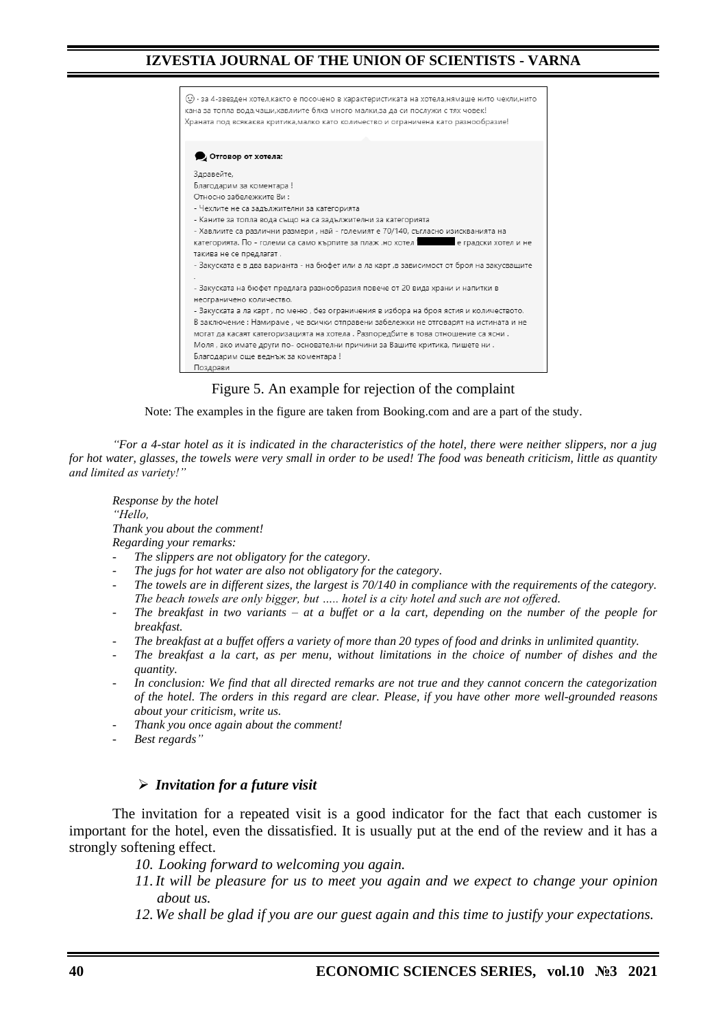☹ · за 4-звезден хотел,както е посочено в характеристиката на хотела,нямаше нито чехли,нито кана за топла вода,чаши,хавлиите бяха много малки,за да си послужи с тях човек!
Храната под всякаква критика,малко като количество и ограничена като разнообразие!

**Отговор от хотела:**

Здравейте,
Благодарим за коментара !
Относно забележките Ви :
- Чехлите не са задължителни за категорията
- Каните за топла вода също на са задължителни за категорията
- Хавлиите са различни размери , най - големият е 70/140, съгласно изискванията на категорията. По - големи са само кърпите за плаж ,но хотел ████ е градски хотел и не такива не се предлагат .
- Закуската е в два варианта - на бюфет или а ла карт ,в зависимост от броя на закусващите .
- Закуската на бюфет предлага разнообразия повече от 20 вида храни и напитки в неограничено количество.
- Закуската а ла карт , по меню , без ограничения в избора на броя ястия и количеството.
В заключение : Намираме , че всички отправени забележки не отговарят на истината и не могат да касаят категоризацията на хотела . Разпоредбите в това отношение са ясни .
Моля , ако имате други по- основателни причини за Вашите критика, пишете ни .
Благодарим още веднъж за коментара !
Поздрави

Figure 5. An example for rejection of the complaint

Note: The examples in the figure are taken from Booking.com and are a part of the study.

*"For a 4-star hotel as it is indicated in the characteristics of the hotel, there were neither slippers, nor a jug for hot water, glasses, the towels were very small in order to be used! The food was beneath criticism, little as quantity and limited as variety!"*

*Response by the hotel*
*"Hello,*
*Thank you about the comment!*
*Regarding your remarks:*

- *The slippers are not obligatory for the category.*
- *The jugs for hot water are also not obligatory for the category.*
- *The towels are in different sizes, the largest is 70/140 in compliance with the requirements of the category. The beach towels are only bigger, but ..... hotel is a city hotel and such are not offered.*
- *The breakfast in two variants – at a buffet or a la cart, depending on the number of the people for breakfast.*
- *The breakfast at a buffet offers a variety of more than 20 types of food and drinks in unlimited quantity.*
- *The breakfast a la cart, as per menu, without limitations in the choice of number of dishes and the quantity.*
- *In conclusion: We find that all directed remarks are not true and they cannot concern the categorization of the hotel. The orders in this regard are clear. Please, if you have other more well-grounded reasons about your criticism, write us.*
- *Thank you once again about the comment!*
- *Best regards"*

### ➢ *Invitation for a future visit*

The invitation for a repeated visit is a good indicator for the fact that each customer is important for the hotel, even the dissatisfied. It is usually put at the end of the review and it has a strongly softening effect.

10. *Looking forward to welcoming you again.*
11. *It will be pleasure for us to meet you again and we expect to change your opinion about us.*
12. *We shall be glad if you are our guest again and this time to justify your expectations.*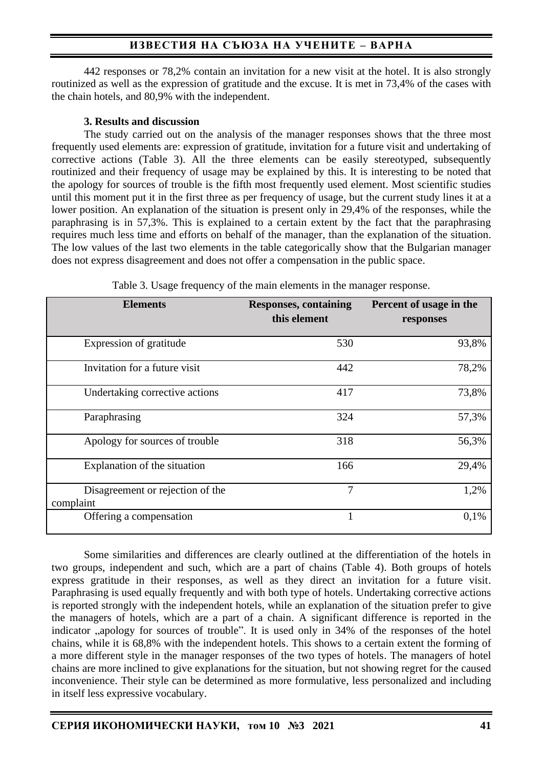442 responses or 78,2% contain an invitation for a new visit at the hotel. It is also strongly routinized as well as the expression of gratitude and the excuse. It is met in 73,4% of the cases with the chain hotels, and 80,9% with the independent.

**3. Results and discussion**

The study carried out on the analysis of the manager responses shows that the three most frequently used elements are: expression of gratitude, invitation for a future visit and undertaking of corrective actions (Table 3). All the three elements can be easily stereotyped, subsequently routinized and their frequency of usage may be explained by this. It is interesting to be noted that the apology for sources of trouble is the fifth most frequently used element. Most scientific studies until this moment put it in the first three as per frequency of usage, but the current study lines it at a lower position. An explanation of the situation is present only in 29,4% of the responses, while the paraphrasing is in 57,3%. This is explained to a certain extent by the fact that the paraphrasing requires much less time and efforts on behalf of the manager, than the explanation of the situation. The low values of the last two elements in the table categorically show that the Bulgarian manager does not express disagreement and does not offer a compensation in the public space.

Table 3. Usage frequency of the main elements in the manager response.

| Elements | Responses, containing this element | Percent of usage in the responses |
|---|---|---|
| Expression of gratitude | 530 | 93,8% |
| Invitation for a future visit | 442 | 78,2% |
| Undertaking corrective actions | 417 | 73,8% |
| Paraphrasing | 324 | 57,3% |
| Apology for sources of trouble | 318 | 56,3% |
| Explanation of the situation | 166 | 29,4% |
| Disagreement or rejection of the complaint | 7 | 1,2% |
| Offering a compensation | 1 | 0,1% |

Some similarities and differences are clearly outlined at the differentiation of the hotels in two groups, independent and such, which are a part of chains (Table 4). Both groups of hotels express gratitude in their responses, as well as they direct an invitation for a future visit. Paraphrasing is used equally frequently and with both type of hotels. Undertaking corrective actions is reported strongly with the independent hotels, while an explanation of the situation prefer to give the managers of hotels, which are a part of a chain. A significant difference is reported in the indicator „apology for sources of trouble". It is used only in 34% of the responses of the hotel chains, while it is 68,8% with the independent hotels. This shows to a certain extent the forming of a more different style in the manager responses of the two types of hotels. The managers of hotel chains are more inclined to give explanations for the situation, but not showing regret for the caused inconvenience. Their style can be determined as more formulative, less personalized and including in itself less expressive vocabulary.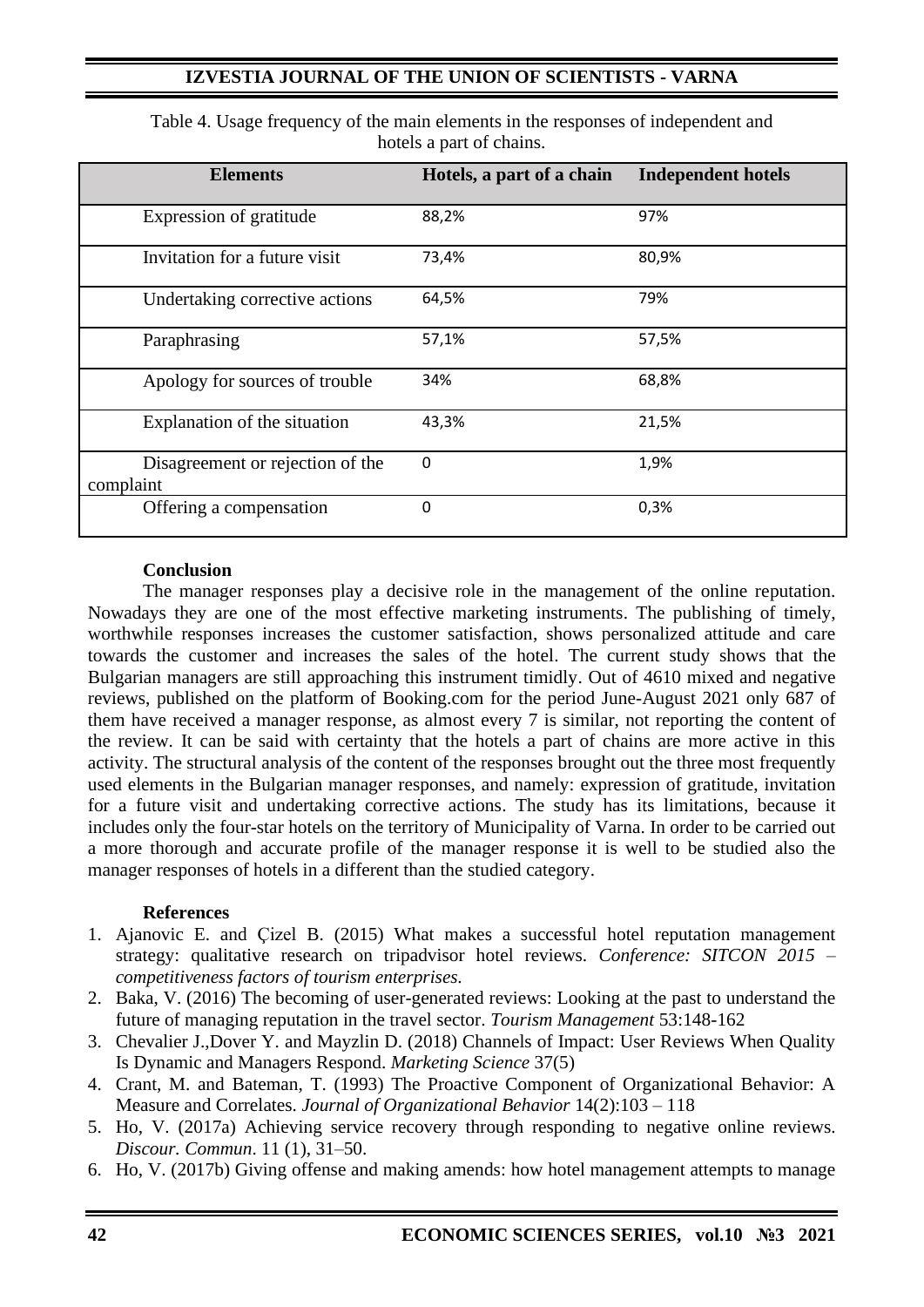Table 4. Usage frequency of the main elements in the responses of independent and hotels a part of chains.

| Elements | Hotels, a part of a chain | Independent hotels |
|---|---|---|
| Expression of gratitude | 88,2% | 97% |
| Invitation for a future visit | 73,4% | 80,9% |
| Undertaking corrective actions | 64,5% | 79% |
| Paraphrasing | 57,1% | 57,5% |
| Apology for sources of trouble | 34% | 68,8% |
| Explanation of the situation | 43,3% | 21,5% |
| Disagreement or rejection of the complaint | 0 | 1,9% |
| Offering a compensation | 0 | 0,3% |

## Conclusion

The manager responses play a decisive role in the management of the online reputation. Nowadays they are one of the most effective marketing instruments. The publishing of timely, worthwhile responses increases the customer satisfaction, shows personalized attitude and care towards the customer and increases the sales of the hotel. The current study shows that the Bulgarian managers are still approaching this instrument timidly. Out of 4610 mixed and negative reviews, published on the platform of Booking.com for the period June-August 2021 only 687 of them have received a manager response, as almost every 7 is similar, not reporting the content of the review. It can be said with certainty that the hotels a part of chains are more active in this activity. The structural analysis of the content of the responses brought out the three most frequently used elements in the Bulgarian manager responses, and namely: expression of gratitude, invitation for a future visit and undertaking corrective actions. The study has its limitations, because it includes only the four-star hotels on the territory of Municipality of Varna. In order to be carried out a more thorough and accurate profile of the manager response it is well to be studied also the manager responses of hotels in a different than the studied category.

## References

1. Ajanovic E. and Çizel B. (2015) What makes a successful hotel reputation management strategy: qualitative research on tripadvisor hotel reviews. *Conference: SITCON 2015 – competitiveness factors of tourism enterprises.*
2. Baka, V. (2016) The becoming of user-generated reviews: Looking at the past to understand the future of managing reputation in the travel sector. *Tourism Management* 53:148-162
3. Chevalier J.,Dover Y. and Mayzlin D. (2018) Channels of Impact: User Reviews When Quality Is Dynamic and Managers Respond. *Marketing Science* 37(5)
4. Crant, M. and Bateman, T. (1993) The Proactive Component of Organizational Behavior: A Measure and Correlates. *Journal of Organizational Behavior* 14(2):103 – 118
5. Ho, V. (2017a) Achieving service recovery through responding to negative online reviews. *Discour. Commun*. 11 (1), 31–50.
6. Ho, V. (2017b) Giving offense and making amends: how hotel management attempts to manage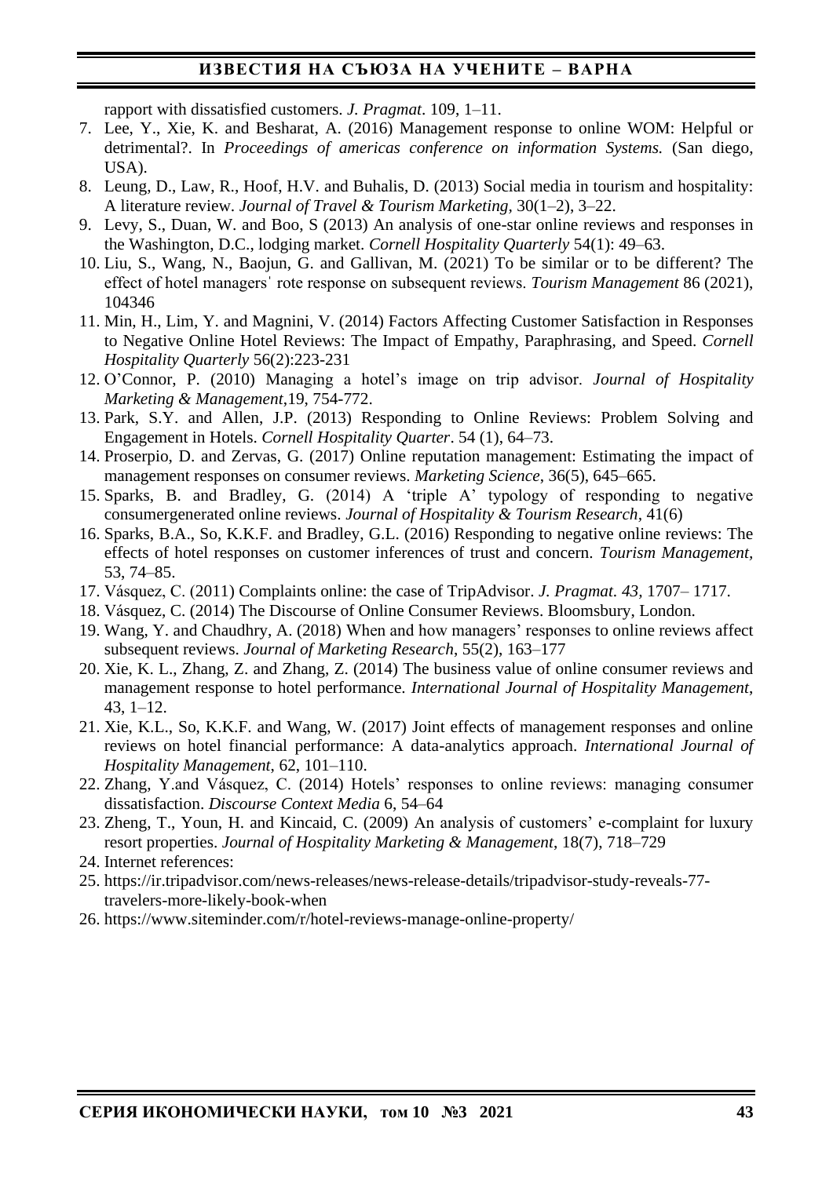rapport with dissatisfied customers. *J. Pragmat*. 109, 1–11.

7. Lee, Y., Xie, K. and Besharat, A. (2016) Management response to online WOM: Helpful or detrimental?. In *Proceedings of americas conference on information Systems.* (San diego, USA).
8. Leung, D., Law, R., Hoof, H.V. and Buhalis, D. (2013) Social media in tourism and hospitality: A literature review. *Journal of Travel & Tourism Marketing*, 30(1–2), 3–22.
9. Levy, S., Duan, W. and Boo, S (2013) An analysis of one-star online reviews and responses in the Washington, D.C., lodging market. *Cornell Hospitality Quarterly* 54(1): 49–63.
10. Liu, S., Wang, N., Baojun, G. and Gallivan, M. (2021) To be similar or to be different? The effect of hotel managersˈ rote response on subsequent reviews. *Tourism Management* 86 (2021), 104346
11. Min, H., Lim, Y. and Magnini, V. (2014) Factors Affecting Customer Satisfaction in Responses to Negative Online Hotel Reviews: The Impact of Empathy, Paraphrasing, and Speed. *Cornell Hospitality Quarterly* 56(2):223-231
12. O'Connor, P. (2010) Managing a hotel's image on trip advisor. *Journal of Hospitality Marketing & Management*,19, 754-772.
13. Park, S.Y. and Allen, J.P. (2013) Responding to Online Reviews: Problem Solving and Engagement in Hotels. *Cornell Hospitality Quarter*. 54 (1), 64–73.
14. Proserpio, D. and Zervas, G. (2017) Online reputation management: Estimating the impact of management responses on consumer reviews. *Marketing Science*, 36(5), 645–665.
15. Sparks, B. and Bradley, G. (2014) A 'triple A' typology of responding to negative consumergenerated online reviews. *Journal of Hospitality & Tourism Research*, 41(6)
16. Sparks, B.A., So, K.K.F. and Bradley, G.L. (2016) Responding to negative online reviews: The effects of hotel responses on customer inferences of trust and concern. *Tourism Management*, 53, 74–85.
17. Vásquez, C. (2011) Complaints online: the case of TripAdvisor. *J. Pragmat. 43,* 1707– 1717.
18. Vásquez, C. (2014) The Discourse of Online Consumer Reviews. Bloomsbury, London.
19. Wang, Y. and Chaudhry, A. (2018) When and how managers' responses to online reviews affect subsequent reviews. *Journal of Marketing Research*, 55(2), 163–177
20. Xie, K. L., Zhang, Z. and Zhang, Z. (2014) The business value of online consumer reviews and management response to hotel performance. *International Journal of Hospitality Management*, 43, 1–12.
21. Xie, K.L., So, K.K.F. and Wang, W. (2017) Joint effects of management responses and online reviews on hotel financial performance: A data-analytics approach. *International Journal of Hospitality Management*, 62, 101–110.
22. Zhang, Y.and Vásquez, C. (2014) Hotels' responses to online reviews: managing consumer dissatisfaction. *Discourse Context Media* 6, 54–64
23. Zheng, T., Youn, H. and Kincaid, C. (2009) An analysis of customers' e-complaint for luxury resort properties. *Journal of Hospitality Marketing & Management*, 18(7), 718–729
24. Internet references:
25. https://ir.tripadvisor.com/news-releases/news-release-details/tripadvisor-study-reveals-77-travelers-more-likely-book-when
26. https://www.siteminder.com/r/hotel-reviews-manage-online-property/